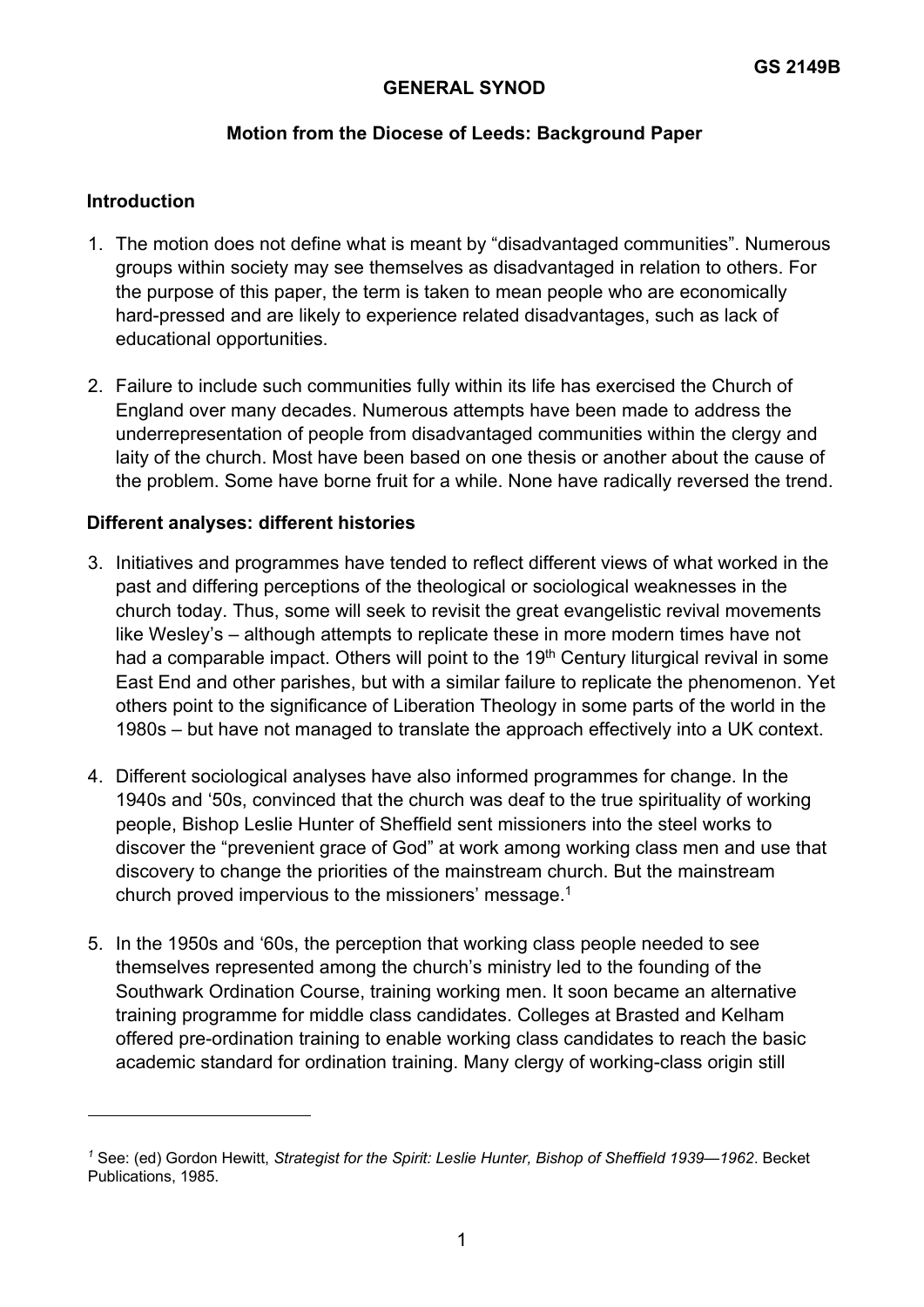**GS 2149B**

**GENERAL SYNOD**

**Motion from the Diocese of Leeds: Background Paper**

## Introduction

1. The motion does not define what is meant by "disadvantaged communities". Numerous groups within society may see themselves as disadvantaged in relation to others. For the purpose of this paper, the term is taken to mean people who are economically hard-pressed and are likely to experience related disadvantages, such as lack of educational opportunities.

2. Failure to include such communities fully within its life has exercised the Church of England over many decades. Numerous attempts have been made to address the underrepresentation of people from disadvantaged communities within the clergy and laity of the church. Most have been based on one thesis or another about the cause of the problem. Some have borne fruit for a while. None have radically reversed the trend.

## Different analyses: different histories

3. Initiatives and programmes have tended to reflect different views of what worked in the past and differing perceptions of the theological or sociological weaknesses in the church today. Thus, some will seek to revisit the great evangelistic revival movements like Wesley's – although attempts to replicate these in more modern times have not had a comparable impact. Others will point to the 19th Century liturgical revival in some East End and other parishes, but with a similar failure to replicate the phenomenon. Yet others point to the significance of Liberation Theology in some parts of the world in the 1980s – but have not managed to translate the approach effectively into a UK context.

4. Different sociological analyses have also informed programmes for change. In the 1940s and '50s, convinced that the church was deaf to the true spirituality of working people, Bishop Leslie Hunter of Sheffield sent missioners into the steel works to discover the "prevenient grace of God" at work among working class men and use that discovery to change the priorities of the mainstream church. But the mainstream church proved impervious to the missioners' message.[1]

5. In the 1950s and '60s, the perception that working class people needed to see themselves represented among the church's ministry led to the founding of the Southwark Ordination Course, training working men. It soon became an alternative training programme for middle class candidates. Colleges at Brasted and Kelham offered pre-ordination training to enable working class candidates to reach the basic academic standard for ordination training. Many clergy of working-class origin still

---

[1] See: (ed) Gordon Hewitt, *Strategist for the Spirit: Leslie Hunter, Bishop of Sheffield 1939—1962*. Becket Publications, 1985.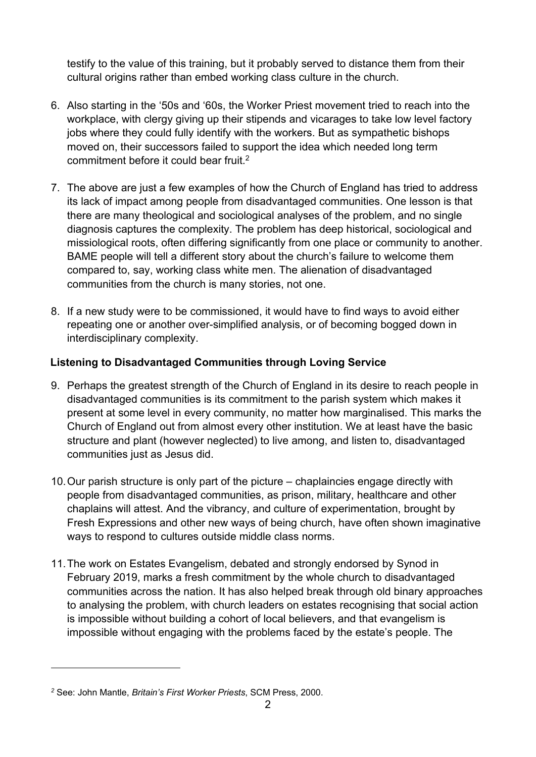testify to the value of this training, but it probably served to distance them from their cultural origins rather than embed working class culture in the church.

6. Also starting in the '50s and '60s, the Worker Priest movement tried to reach into the workplace, with clergy giving up their stipends and vicarages to take low level factory jobs where they could fully identify with the workers. But as sympathetic bishops moved on, their successors failed to support the idea which needed long term commitment before it could bear fruit.[2]

7. The above are just a few examples of how the Church of England has tried to address its lack of impact among people from disadvantaged communities. One lesson is that there are many theological and sociological analyses of the problem, and no single diagnosis captures the complexity. The problem has deep historical, sociological and missiological roots, often differing significantly from one place or community to another. BAME people will tell a different story about the church's failure to welcome them compared to, say, working class white men. The alienation of disadvantaged communities from the church is many stories, not one.

8. If a new study were to be commissioned, it would have to find ways to avoid either repeating one or another over-simplified analysis, or of becoming bogged down in interdisciplinary complexity.

**Listening to Disadvantaged Communities through Loving Service**

9. Perhaps the greatest strength of the Church of England in its desire to reach people in disadvantaged communities is its commitment to the parish system which makes it present at some level in every community, no matter how marginalised. This marks the Church of England out from almost every other institution. We at least have the basic structure and plant (however neglected) to live among, and listen to, disadvantaged communities just as Jesus did.

10. Our parish structure is only part of the picture – chaplaincies engage directly with people from disadvantaged communities, as prison, military, healthcare and other chaplains will attest. And the vibrancy, and culture of experimentation, brought by Fresh Expressions and other new ways of being church, have often shown imaginative ways to respond to cultures outside middle class norms.

11. The work on Estates Evangelism, debated and strongly endorsed by Synod in February 2019, marks a fresh commitment by the whole church to disadvantaged communities across the nation. It has also helped break through old binary approaches to analysing the problem, with church leaders on estates recognising that social action is impossible without building a cohort of local believers, and that evangelism is impossible without engaging with the problems faced by the estate's people. The

---

[2] See: John Mantle, *Britain's First Worker Priests*, SCM Press, 2000.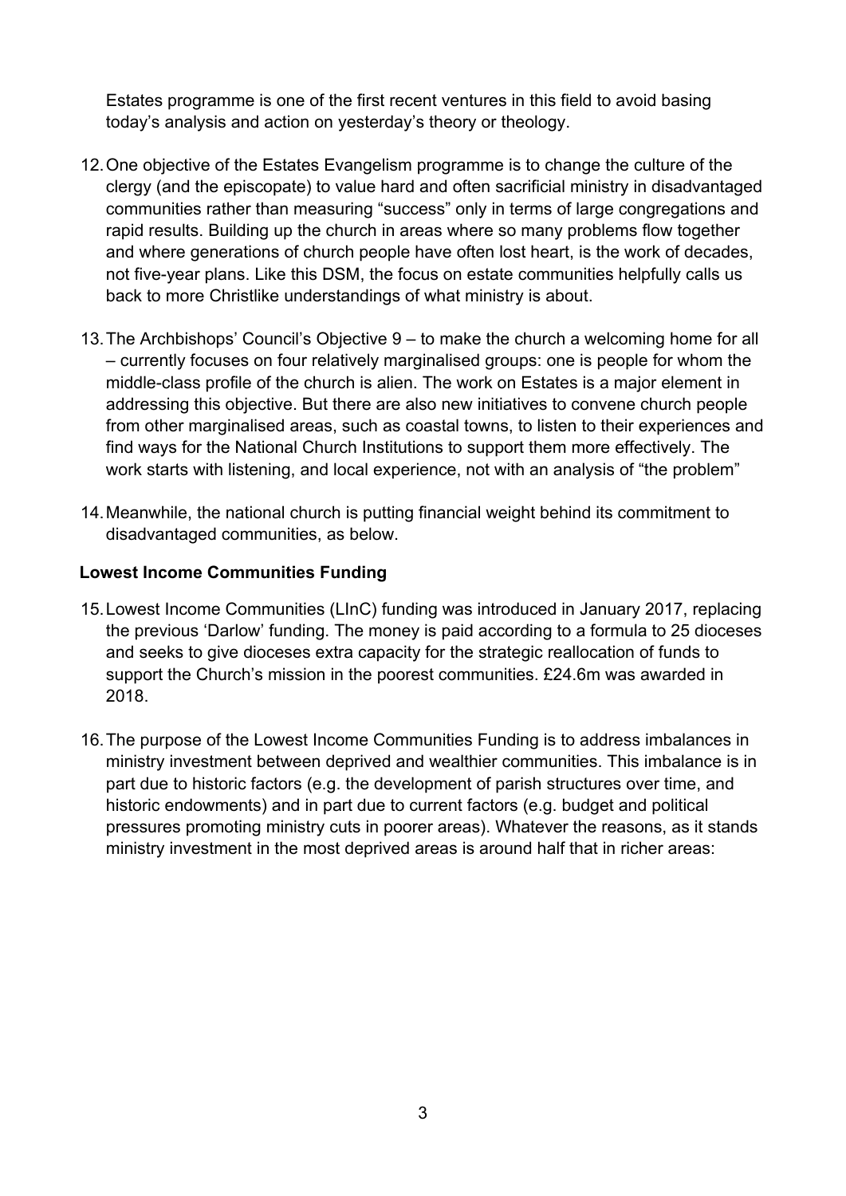Estates programme is one of the first recent ventures in this field to avoid basing today's analysis and action on yesterday's theory or theology.

12. One objective of the Estates Evangelism programme is to change the culture of the clergy (and the episcopate) to value hard and often sacrificial ministry in disadvantaged communities rather than measuring "success" only in terms of large congregations and rapid results. Building up the church in areas where so many problems flow together and where generations of church people have often lost heart, is the work of decades, not five-year plans. Like this DSM, the focus on estate communities helpfully calls us back to more Christlike understandings of what ministry is about.

13. The Archbishops' Council's Objective 9 – to make the church a welcoming home for all – currently focuses on four relatively marginalised groups: one is people for whom the middle-class profile of the church is alien. The work on Estates is a major element in addressing this objective. But there are also new initiatives to convene church people from other marginalised areas, such as coastal towns, to listen to their experiences and find ways for the National Church Institutions to support them more effectively. The work starts with listening, and local experience, not with an analysis of "the problem"

14. Meanwhile, the national church is putting financial weight behind its commitment to disadvantaged communities, as below.

**Lowest Income Communities Funding**

15. Lowest Income Communities (LInC) funding was introduced in January 2017, replacing the previous 'Darlow' funding. The money is paid according to a formula to 25 dioceses and seeks to give dioceses extra capacity for the strategic reallocation of funds to support the Church's mission in the poorest communities. £24.6m was awarded in 2018.

16. The purpose of the Lowest Income Communities Funding is to address imbalances in ministry investment between deprived and wealthier communities. This imbalance is in part due to historic factors (e.g. the development of parish structures over time, and historic endowments) and in part due to current factors (e.g. budget and political pressures promoting ministry cuts in poorer areas). Whatever the reasons, as it stands ministry investment in the most deprived areas is around half that in richer areas: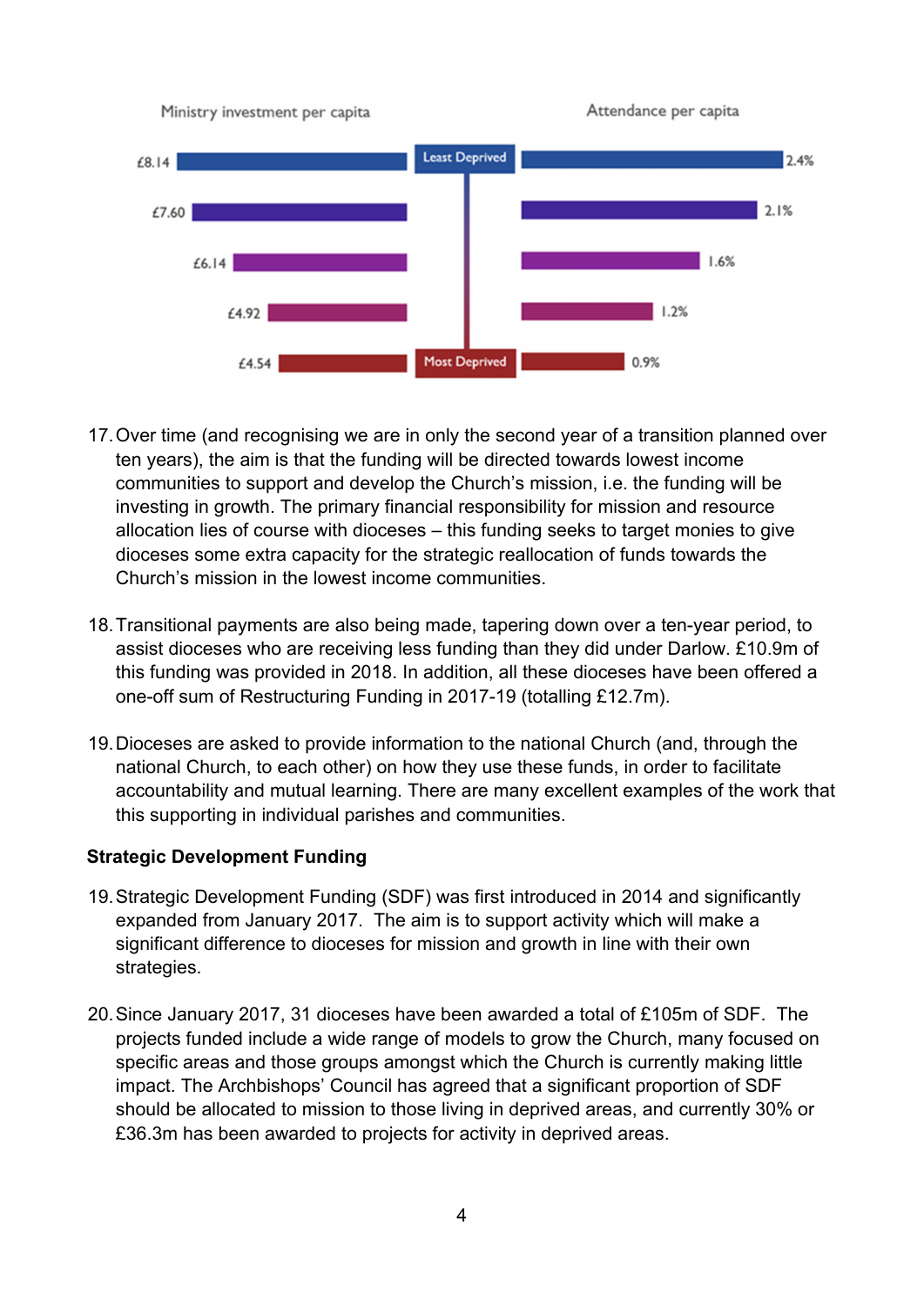| Ministry investment per capita | | Attendance per capita |
|---|---|---|
| £8.14 | Least Deprived | 2.4% |
| £7.60 | | 2.1% |
| £6.14 | | 1.6% |
| £4.92 | | 1.2% |
| £4.54 | Most Deprived | 0.9% |

17. Over time (and recognising we are in only the second year of a transition planned over ten years), the aim is that the funding will be directed towards lowest income communities to support and develop the Church's mission, i.e. the funding will be investing in growth. The primary financial responsibility for mission and resource allocation lies of course with dioceses – this funding seeks to target monies to give dioceses some extra capacity for the strategic reallocation of funds towards the Church's mission in the lowest income communities.

18. Transitional payments are also being made, tapering down over a ten-year period, to assist dioceses who are receiving less funding than they did under Darlow. £10.9m of this funding was provided in 2018. In addition, all these dioceses have been offered a one-off sum of Restructuring Funding in 2017-19 (totalling £12.7m).

19. Dioceses are asked to provide information to the national Church (and, through the national Church, to each other) on how they use these funds, in order to facilitate accountability and mutual learning. There are many excellent examples of the work that this supporting in individual parishes and communities.

**Strategic Development Funding**

19. Strategic Development Funding (SDF) was first introduced in 2014 and significantly expanded from January 2017. The aim is to support activity which will make a significant difference to dioceses for mission and growth in line with their own strategies.

20. Since January 2017, 31 dioceses have been awarded a total of £105m of SDF. The projects funded include a wide range of models to grow the Church, many focused on specific areas and those groups amongst which the Church is currently making little impact. The Archbishops' Council has agreed that a significant proportion of SDF should be allocated to mission to those living in deprived areas, and currently 30% or £36.3m has been awarded to projects for activity in deprived areas.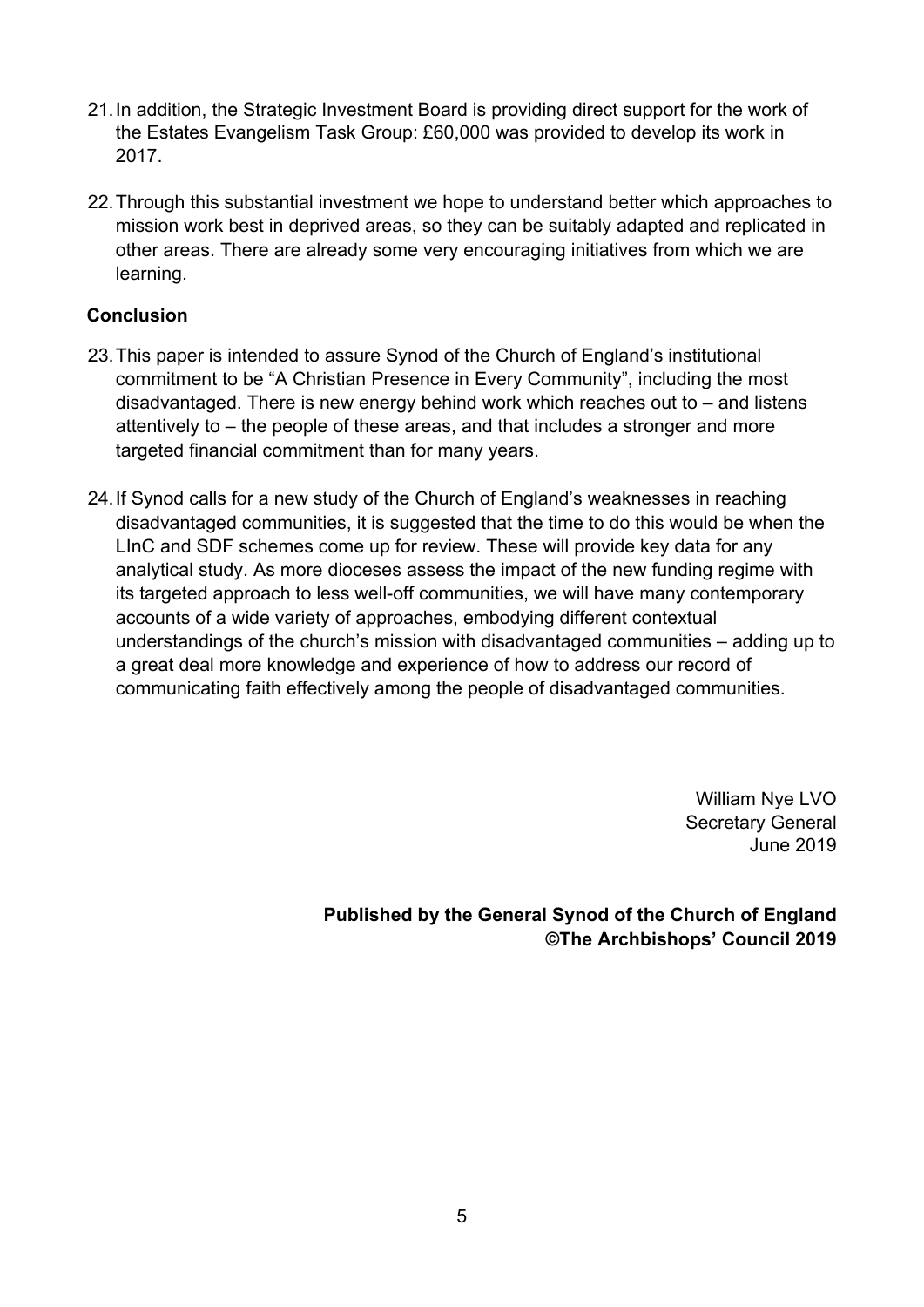21. In addition, the Strategic Investment Board is providing direct support for the work of the Estates Evangelism Task Group: £60,000 was provided to develop its work in 2017.

22. Through this substantial investment we hope to understand better which approaches to mission work best in deprived areas, so they can be suitably adapted and replicated in other areas. There are already some very encouraging initiatives from which we are learning.

**Conclusion**

23. This paper is intended to assure Synod of the Church of England's institutional commitment to be "A Christian Presence in Every Community", including the most disadvantaged. There is new energy behind work which reaches out to – and listens attentively to – the people of these areas, and that includes a stronger and more targeted financial commitment than for many years.

24. If Synod calls for a new study of the Church of England's weaknesses in reaching disadvantaged communities, it is suggested that the time to do this would be when the LInC and SDF schemes come up for review. These will provide key data for any analytical study. As more dioceses assess the impact of the new funding regime with its targeted approach to less well-off communities, we will have many contemporary accounts of a wide variety of approaches, embodying different contextual understandings of the church's mission with disadvantaged communities – adding up to a great deal more knowledge and experience of how to address our record of communicating faith effectively among the people of disadvantaged communities.

William Nye LVO
Secretary General
June 2019

**Published by the General Synod of the Church of England**
**©The Archbishops' Council 2019**